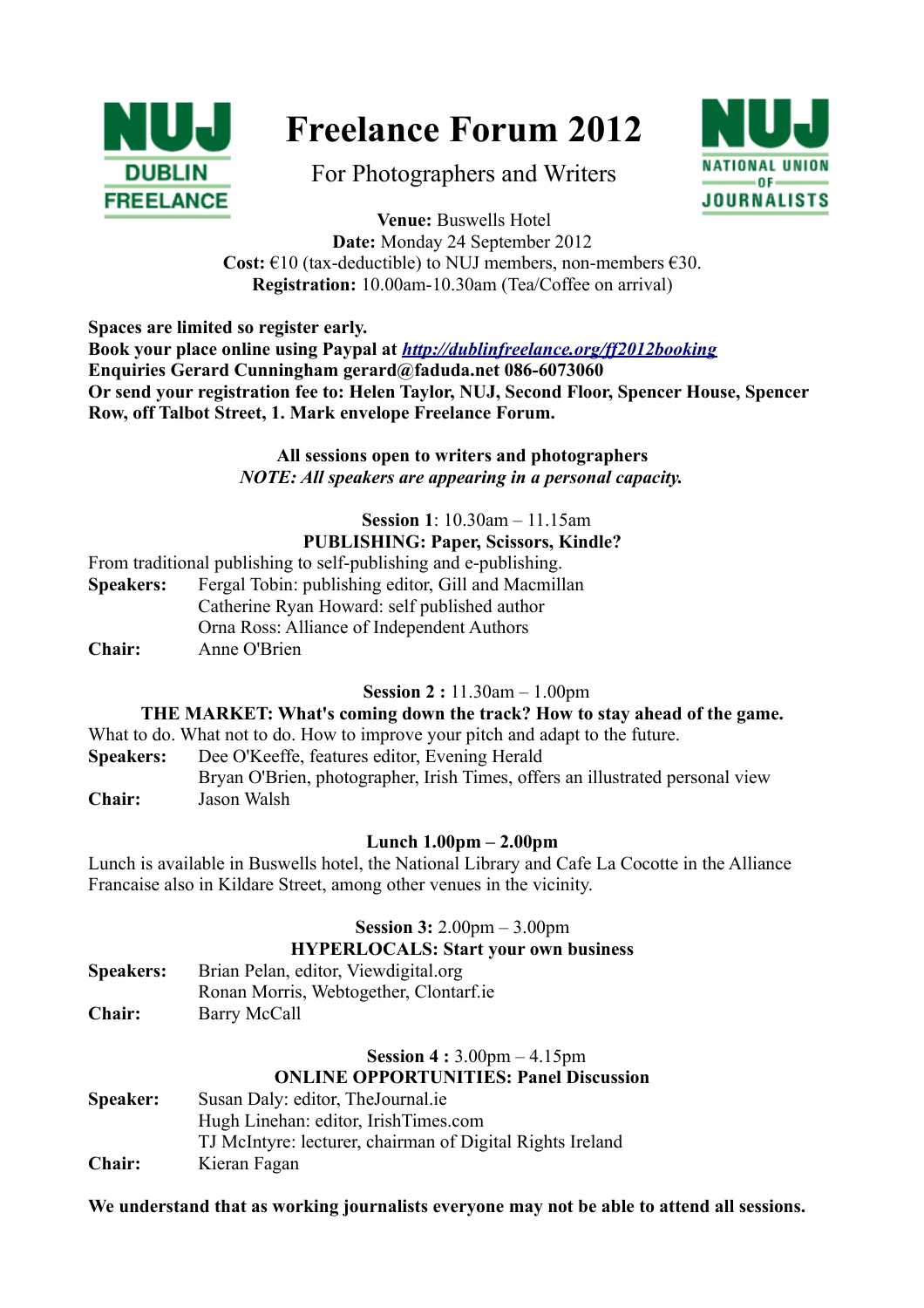# Freelance Forum 2012

For Photographers and Writers

**Venue:** Buswells Hotel
**Date:** Monday 24 September 2012
**Cost:** €10 (tax-deductible) to NUJ members, non-members €30.
**Registration:** 10.00am-10.30am (Tea/Coffee on arrival)

**Spaces are limited so register early.**
**Book your place online using Paypal at [http://dublinfreelance.org/ff2012booking](http://dublinfreelance.org/ff2012booking)**
**Enquiries Gerard Cunningham gerard@faduda.net 086-6073060**
**Or send your registration fee to: Helen Taylor, NUJ, Second Floor, Spencer House, Spencer Row, off Talbot Street, 1. Mark envelope Freelance Forum.**

**All sessions open to writers and photographers**
***NOTE: All speakers are appearing in a personal capacity.***

## Session 1: 10.30am – 11.15am

### PUBLISHING: Paper, Scissors, Kindle?

From traditional publishing to self-publishing and e-publishing.

**Speakers:** Fergal Tobin: publishing editor, Gill and Macmillan
Catherine Ryan Howard: self published author
Orna Ross: Alliance of Independent Authors

**Chair:** Anne O'Brien

## Session 2 : 11.30am – 1.00pm

### THE MARKET: What's coming down the track? How to stay ahead of the game.

What to do. What not to do. How to improve your pitch and adapt to the future.

**Speakers:** Dee O'Keeffe, features editor, Evening Herald
Bryan O'Brien, photographer, Irish Times, offers an illustrated personal view

**Chair:** Jason Walsh

## Lunch 1.00pm – 2.00pm

Lunch is available in Buswells hotel, the National Library and Cafe La Cocotte in the Alliance Francaise also in Kildare Street, among other venues in the vicinity.

## Session 3: 2.00pm – 3.00pm

### HYPERLOCALS: Start your own business

**Speakers:** Brian Pelan, editor, Viewdigital.org
Ronan Morris, Webtogether, Clontarf.ie

**Chair:** Barry McCall

## Session 4 : 3.00pm – 4.15pm

### ONLINE OPPORTUNITIES: Panel Discussion

**Speaker:** Susan Daly: editor, TheJournal.ie
Hugh Linehan: editor, IrishTimes.com
TJ McIntyre: lecturer, chairman of Digital Rights Ireland

**Chair:** Kieran Fagan

**We understand that as working journalists everyone may not be able to attend all sessions.**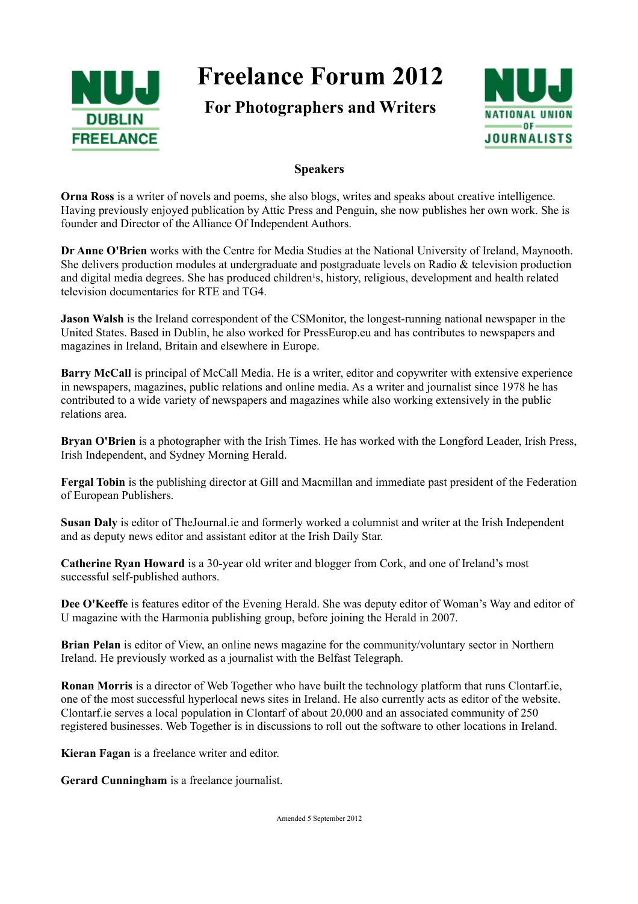# Freelance Forum 2012

## For Photographers and Writers

NUJ DUBLIN FREELANCE

NUJ NATIONAL UNION OF JOURNALISTS

### Speakers

**Orna Ross** is a writer of novels and poems, she also blogs, writes and speaks about creative intelligence. Having previously enjoyed publication by Attic Press and Penguin, she now publishes her own work. She is founder and Director of the Alliance Of Independent Authors.

**Dr Anne O'Brien** works with the Centre for Media Studies at the National University of Ireland, Maynooth. She delivers production modules at undergraduate and postgraduate levels on Radio & television production and digital media degrees. She has produced children's, history, religious, development and health related television documentaries for RTE and TG4.

**Jason Walsh** is the Ireland correspondent of the CSMonitor, the longest-running national newspaper in the United States. Based in Dublin, he also worked for PressEurop.eu and has contributes to newspapers and magazines in Ireland, Britain and elsewhere in Europe.

**Barry McCall** is principal of McCall Media. He is a writer, editor and copywriter with extensive experience in newspapers, magazines, public relations and online media. As a writer and journalist since 1978 he has contributed to a wide variety of newspapers and magazines while also working extensively in the public relations area.

**Bryan O'Brien** is a photographer with the Irish Times. He has worked with the Longford Leader, Irish Press, Irish Independent, and Sydney Morning Herald.

**Fergal Tobin** is the publishing director at Gill and Macmillan and immediate past president of the Federation of European Publishers.

**Susan Daly** is editor of TheJournal.ie and formerly worked a columnist and writer at the Irish Independent and as deputy news editor and assistant editor at the Irish Daily Star.

**Catherine Ryan Howard** is a 30-year old writer and blogger from Cork, and one of Ireland's most successful self-published authors.

**Dee O'Keeffe** is features editor of the Evening Herald. She was deputy editor of Woman's Way and editor of U magazine with the Harmonia publishing group, before joining the Herald in 2007.

**Brian Pelan** is editor of View, an online news magazine for the community/voluntary sector in Northern Ireland. He previously worked as a journalist with the Belfast Telegraph.

**Ronan Morris** is a director of Web Together who have built the technology platform that runs Clontarf.ie, one of the most successful hyperlocal news sites in Ireland. He also currently acts as editor of the website. Clontarf.ie serves a local population in Clontarf of about 20,000 and an associated community of 250 registered businesses. Web Together is in discussions to roll out the software to other locations in Ireland.

**Kieran Fagan** is a freelance writer and editor.

**Gerard Cunningham** is a freelance journalist.

Amended 5 September 2012